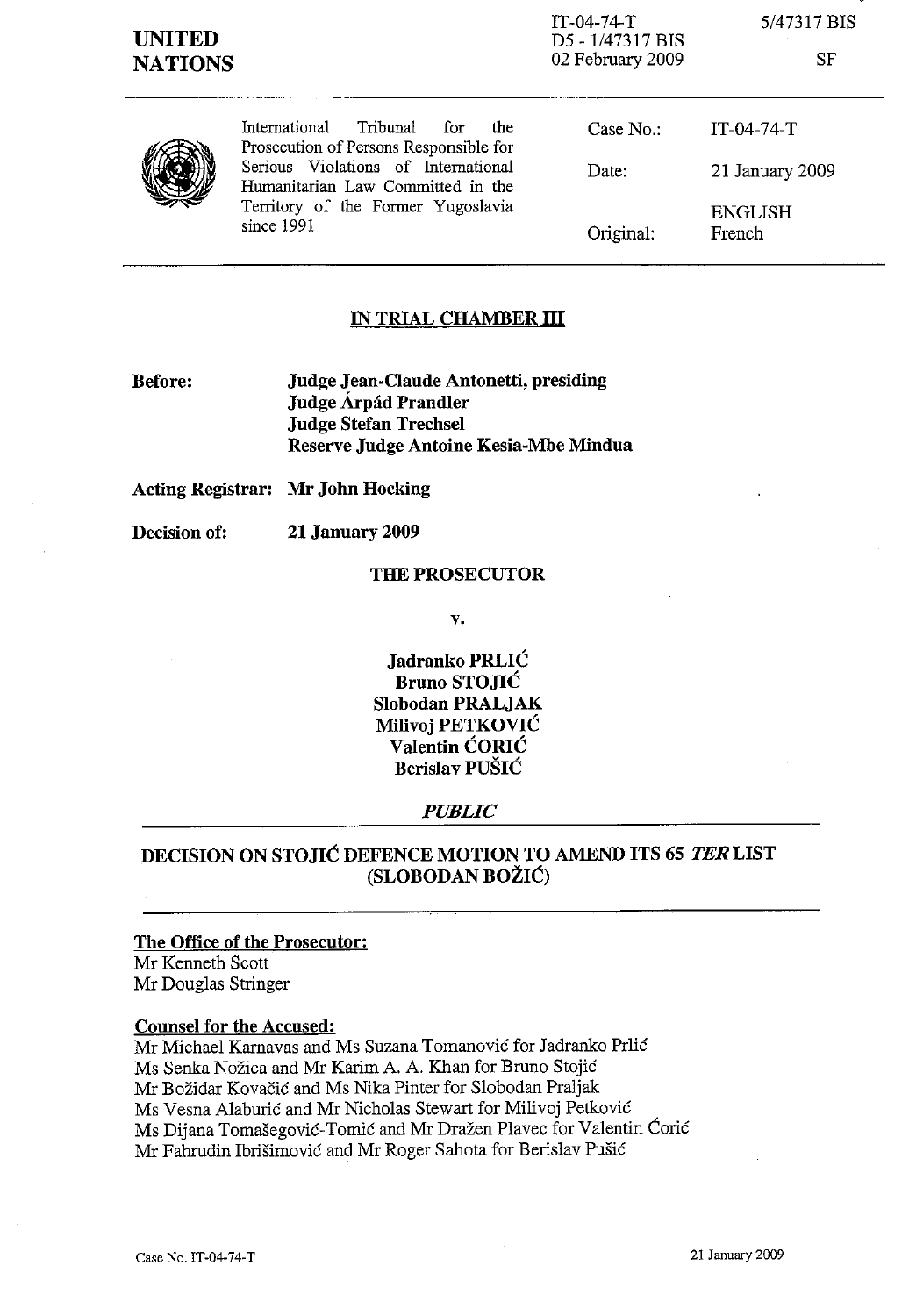IT-04-74-T
D5 - 1/47317 BIS
02 February 2009

5/47317 BIS

SF

**UNITED NATIONS**

International Tribunal for the Prosecution of Persons Responsible for Serious Violations of International Humanitarian Law Committed in the Territory of the Former Yugoslavia since 1991

| | |
|---|---|
| Case No.: | IT-04-74-T |
| Date: | 21 January 2009 |
| Original: | ENGLISH French |

## IN TRIAL CHAMBER III

**Before:** **Judge Jean-Claude Antonetti, presiding**
**Judge Árpád Prandler**
**Judge Stefan Trechsel**
**Reserve Judge Antoine Kesia-Mbe Mindua**

**Acting Registrar:** **Mr John Hocking**

**Decision of:** **21 January 2009**

**THE PROSECUTOR**

**v.**

**Jadranko PRLIĆ**
**Bruno STOJIĆ**
**Slobodan PRALJAK**
**Milivoj PETKOVIĆ**
**Valentin ĆORIĆ**
**Berislav PUŠIĆ**

***PUBLIC***

## DECISION ON STOJIĆ DEFENCE MOTION TO AMEND ITS 65 *TER* LIST (SLOBODAN BOŽIĆ)

**The Office of the Prosecutor:**
Mr Kenneth Scott
Mr Douglas Stringer

**Counsel for the Accused:**
Mr Michael Karnavas and Ms Suzana Tomanović for Jadranko Prlić
Ms Senka Nožica and Mr Karim A. A. Khan for Bruno Stojić
Mr Božidar Kovačić and Ms Nika Pinter for Slobodan Praljak
Ms Vesna Alaburić and Mr Nicholas Stewart for Milivoj Petković
Ms Dijana Tomašegović-Tomić and Mr Dražen Plavec for Valentin Ćorić
Mr Fahrudin Ibrišimović and Mr Roger Sahota for Berislav Pušić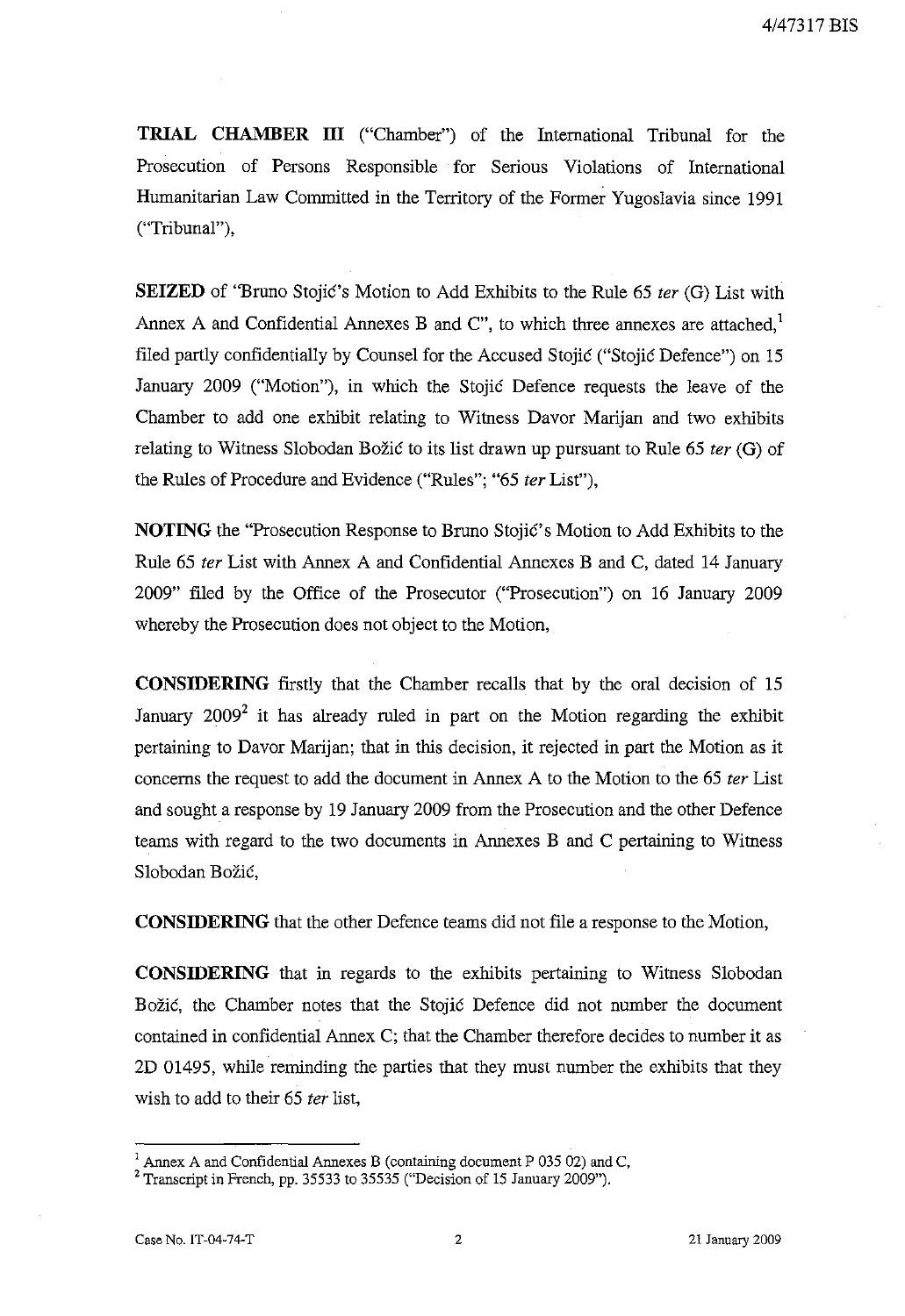**TRIAL CHAMBER III** ("Chamber") of the International Tribunal for the Prosecution of Persons Responsible for Serious Violations of International Humanitarian Law Committed in the Territory of the Former Yugoslavia since 1991 ("Tribunal"),

**SEIZED** of "Bruno Stojić's Motion to Add Exhibits to the Rule 65 *ter* (G) List with Annex A and Confidential Annexes B and C", to which three annexes are attached,[1] filed partly confidentially by Counsel for the Accused Stojić ("Stojić Defence") on 15 January 2009 ("Motion"), in which the Stojić Defence requests the leave of the Chamber to add one exhibit relating to Witness Davor Marijan and two exhibits relating to Witness Slobodan Božić to its list drawn up pursuant to Rule 65 *ter* (G) of the Rules of Procedure and Evidence ("Rules"; "65 *ter* List"),

**NOTING** the "Prosecution Response to Bruno Stojić's Motion to Add Exhibits to the Rule 65 *ter* List with Annex A and Confidential Annexes B and C, dated 14 January 2009" filed by the Office of the Prosecutor ("Prosecution") on 16 January 2009 whereby the Prosecution does not object to the Motion,

**CONSIDERING** firstly that the Chamber recalls that by the oral decision of 15 January 2009[2] it has already ruled in part on the Motion regarding the exhibit pertaining to Davor Marijan; that in this decision, it rejected in part the Motion as it concerns the request to add the document in Annex A to the Motion to the 65 *ter* List and sought a response by 19 January 2009 from the Prosecution and the other Defence teams with regard to the two documents in Annexes B and C pertaining to Witness Slobodan Božić,

**CONSIDERING** that the other Defence teams did not file a response to the Motion,

**CONSIDERING** that in regards to the exhibits pertaining to Witness Slobodan Božić, the Chamber notes that the Stojić Defence did not number the document contained in confidential Annex C; that the Chamber therefore decides to number it as 2D 01495, while reminding the parties that they must number the exhibits that they wish to add to their 65 *ter* list,

---

[1] Annex A and Confidential Annexes B (containing document P 035 02) and C,

[2] Transcript in French, pp. 35533 to 35535 ("Decision of 15 January 2009").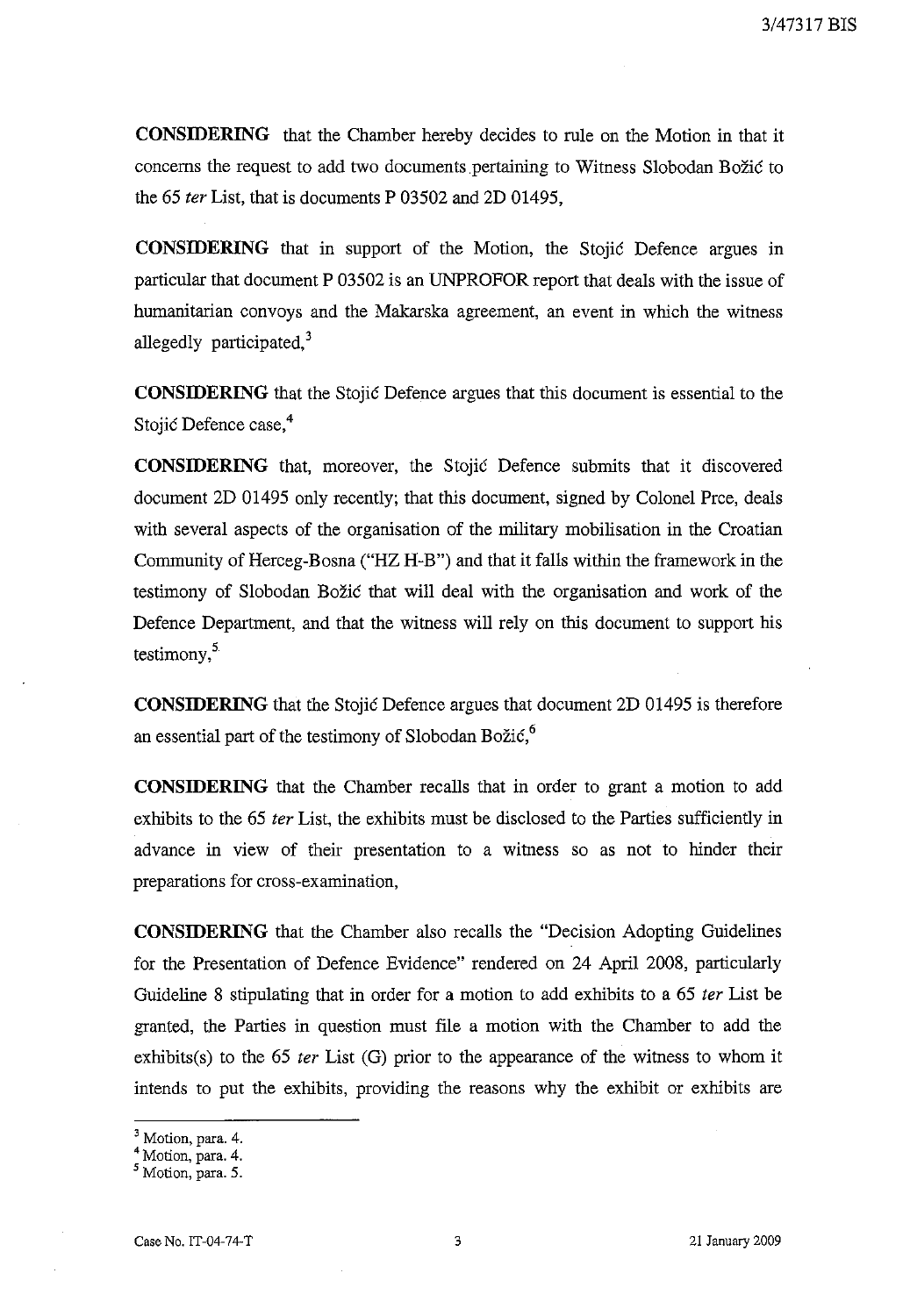**CONSIDERING** that the Chamber hereby decides to rule on the Motion in that it concerns the request to add two documents pertaining to Witness Slobodan Božić to the 65 *ter* List, that is documents P 03502 and 2D 01495,

**CONSIDERING** that in support of the Motion, the Stojić Defence argues in particular that document P 03502 is an UNPROFOR report that deals with the issue of humanitarian convoys and the Makarska agreement, an event in which the witness allegedly participated,[3]

**CONSIDERING** that the Stojić Defence argues that this document is essential to the Stojić Defence case,[4]

**CONSIDERING** that, moreover, the Stojić Defence submits that it discovered document 2D 01495 only recently; that this document, signed by Colonel Prce, deals with several aspects of the organisation of the military mobilisation in the Croatian Community of Herceg-Bosna ("HZ H-B") and that it falls within the framework in the testimony of Slobodan Božić that will deal with the organisation and work of the Defence Department, and that the witness will rely on this document to support his testimony,[5]

**CONSIDERING** that the Stojić Defence argues that document 2D 01495 is therefore an essential part of the testimony of Slobodan Božić,[6]

**CONSIDERING** that the Chamber recalls that in order to grant a motion to add exhibits to the 65 *ter* List, the exhibits must be disclosed to the Parties sufficiently in advance in view of their presentation to a witness so as not to hinder their preparations for cross-examination,

**CONSIDERING** that the Chamber also recalls the "Decision Adopting Guidelines for the Presentation of Defence Evidence" rendered on 24 April 2008, particularly Guideline 8 stipulating that in order for a motion to add exhibits to a 65 *ter* List be granted, the Parties in question must file a motion with the Chamber to add the exhibits(s) to the 65 *ter* List (G) prior to the appearance of the witness to whom it intends to put the exhibits, providing the reasons why the exhibit or exhibits are

---

[3] Motion, para. 4.
[4] Motion, para. 4.
[5] Motion, para. 5.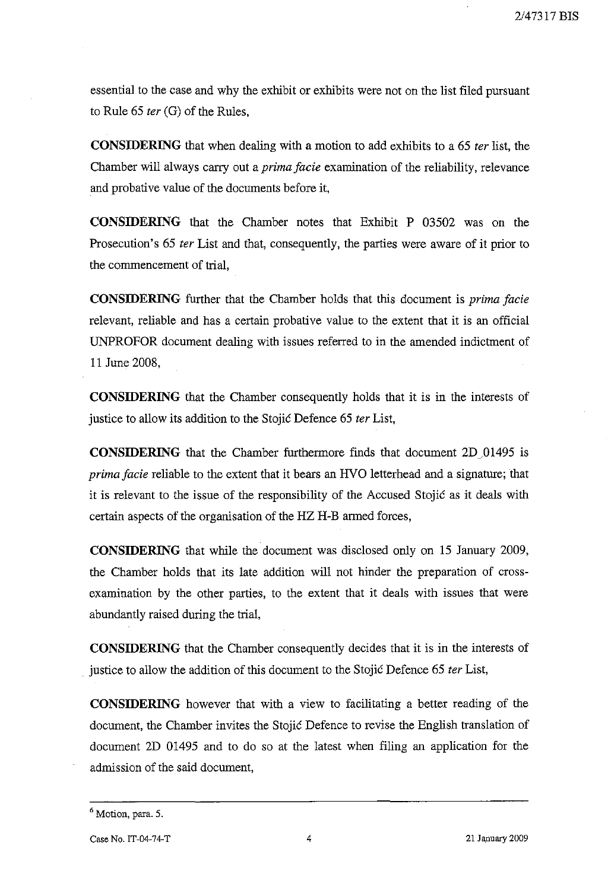essential to the case and why the exhibit or exhibits were not on the list filed pursuant to Rule 65 *ter* (G) of the Rules,

**CONSIDERING** that when dealing with a motion to add exhibits to a 65 *ter* list, the Chamber will always carry out a *prima facie* examination of the reliability, relevance and probative value of the documents before it,

**CONSIDERING** that the Chamber notes that Exhibit P 03502 was on the Prosecution's 65 *ter* List and that, consequently, the parties were aware of it prior to the commencement of trial,

**CONSIDERING** further that the Chamber holds that this document is *prima facie* relevant, reliable and has a certain probative value to the extent that it is an official UNPROFOR document dealing with issues referred to in the amended indictment of 11 June 2008,

**CONSIDERING** that the Chamber consequently holds that it is in the interests of justice to allow its addition to the Stojić Defence 65 *ter* List,

**CONSIDERING** that the Chamber furthermore finds that document 2D_01495 is *prima facie* reliable to the extent that it bears an HVO letterhead and a signature; that it is relevant to the issue of the responsibility of the Accused Stojić as it deals with certain aspects of the organisation of the HZ H-B armed forces,

**CONSIDERING** that while the document was disclosed only on 15 January 2009, the Chamber holds that its late addition will not hinder the preparation of cross-examination by the other parties, to the extent that it deals with issues that were abundantly raised during the trial,

**CONSIDERING** that the Chamber consequently decides that it is in the interests of justice to allow the addition of this document to the Stojić Defence 65 *ter* List,

**CONSIDERING** however that with a view to facilitating a better reading of the document, the Chamber invites the Stojić Defence to revise the English translation of document 2D 01495 and to do so at the latest when filing an application for the admission of the said document,

---

[6] Motion, para. 5.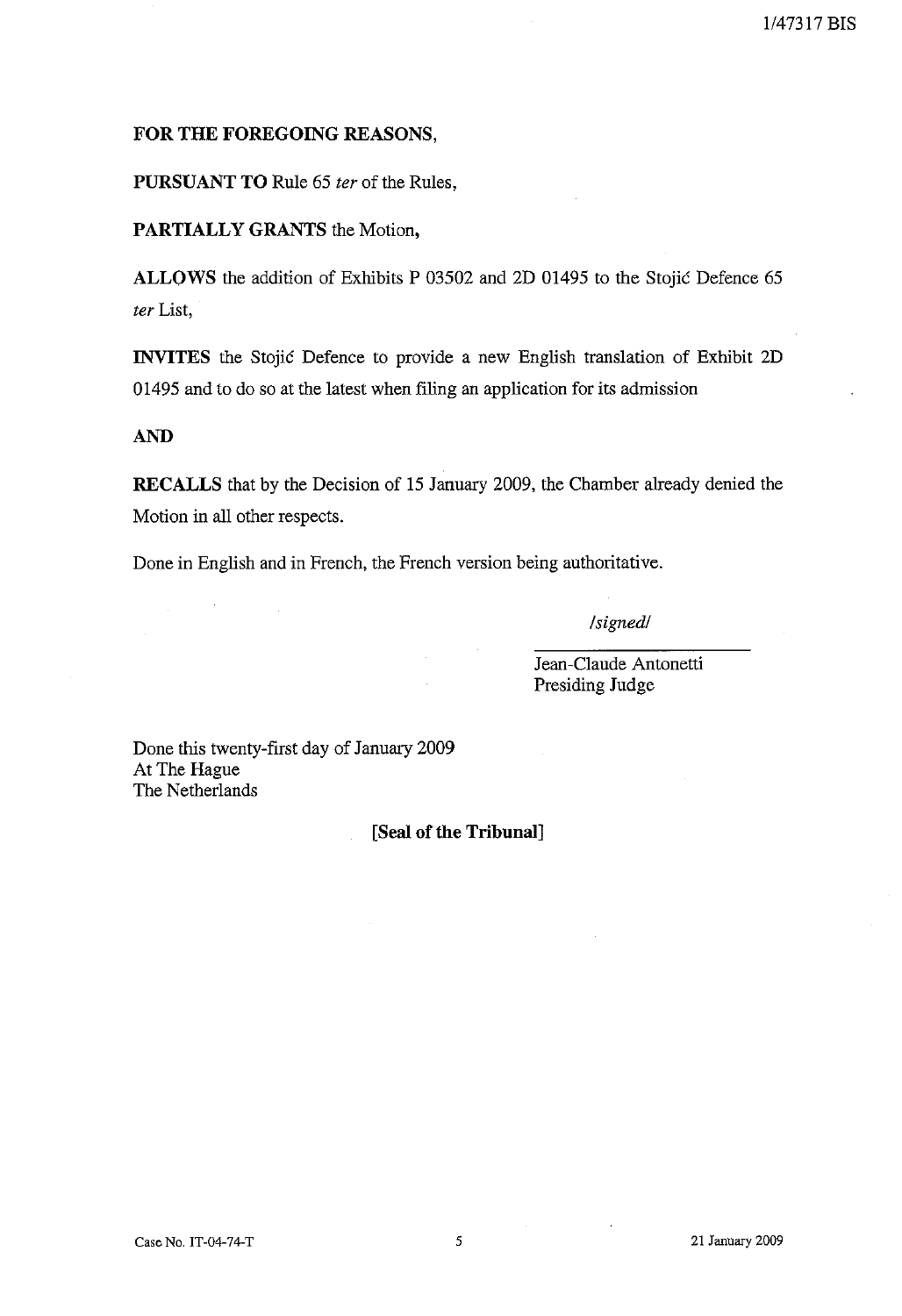**FOR THE FOREGOING REASONS,**

**PURSUANT TO** Rule 65 *ter* of the Rules,

**PARTIALLY GRANTS** the Motion,

**ALLOWS** the addition of Exhibits P 03502 and 2D 01495 to the Stojić Defence 65 *ter* List,

**INVITES** the Stojić Defence to provide a new English translation of Exhibit 2D 01495 and to do so at the latest when filing an application for its admission

**AND**

**RECALLS** that by the Decision of 15 January 2009, the Chamber already denied the Motion in all other respects.

Done in English and in French, the French version being authoritative.

*/signed/*

Jean-Claude Antonetti
Presiding Judge

Done this twenty-first day of January 2009
At The Hague
The Netherlands

**[Seal of the Tribunal]**